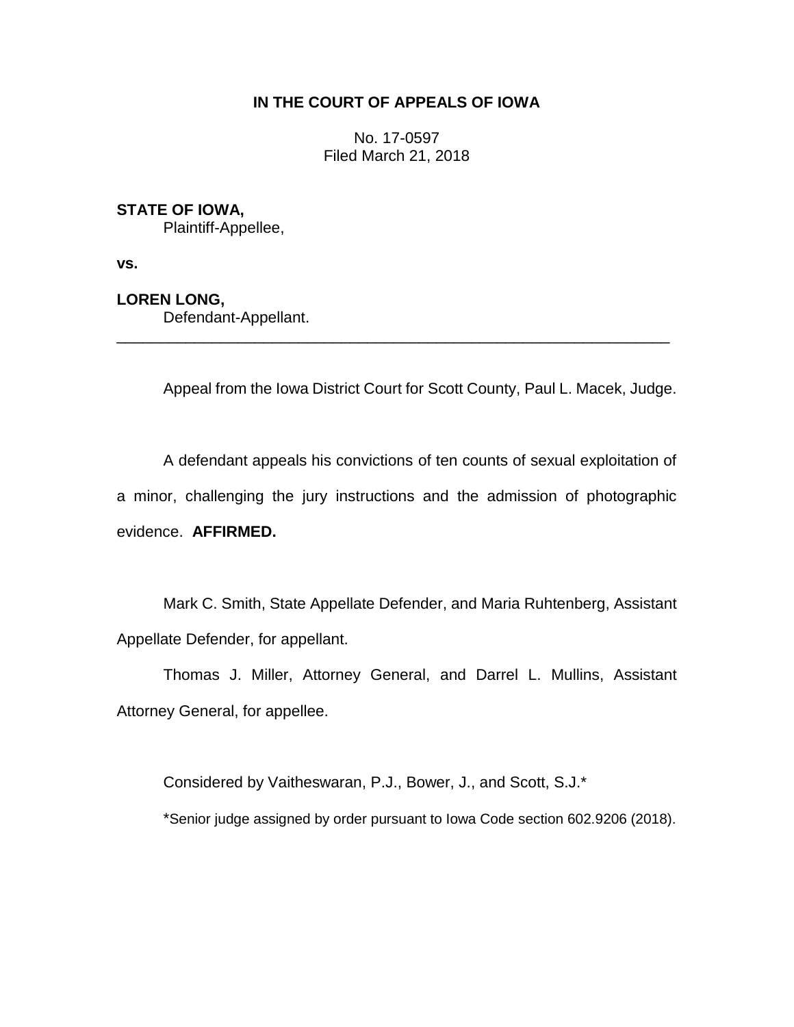**IN THE COURT OF APPEALS OF IOWA**

No. 17-0597
Filed March 21, 2018

**STATE OF IOWA,**
Plaintiff-Appellee,

**vs.**

**LOREN LONG,**
Defendant-Appellant.

---

Appeal from the Iowa District Court for Scott County, Paul L. Macek, Judge.

A defendant appeals his convictions of ten counts of sexual exploitation of a minor, challenging the jury instructions and the admission of photographic evidence. **AFFIRMED.**

Mark C. Smith, State Appellate Defender, and Maria Ruhtenberg, Assistant Appellate Defender, for appellant.

Thomas J. Miller, Attorney General, and Darrel L. Mullins, Assistant Attorney General, for appellee.

Considered by Vaitheswaran, P.J., Bower, J., and Scott, S.J.*

*Senior judge assigned by order pursuant to Iowa Code section 602.9206 (2018).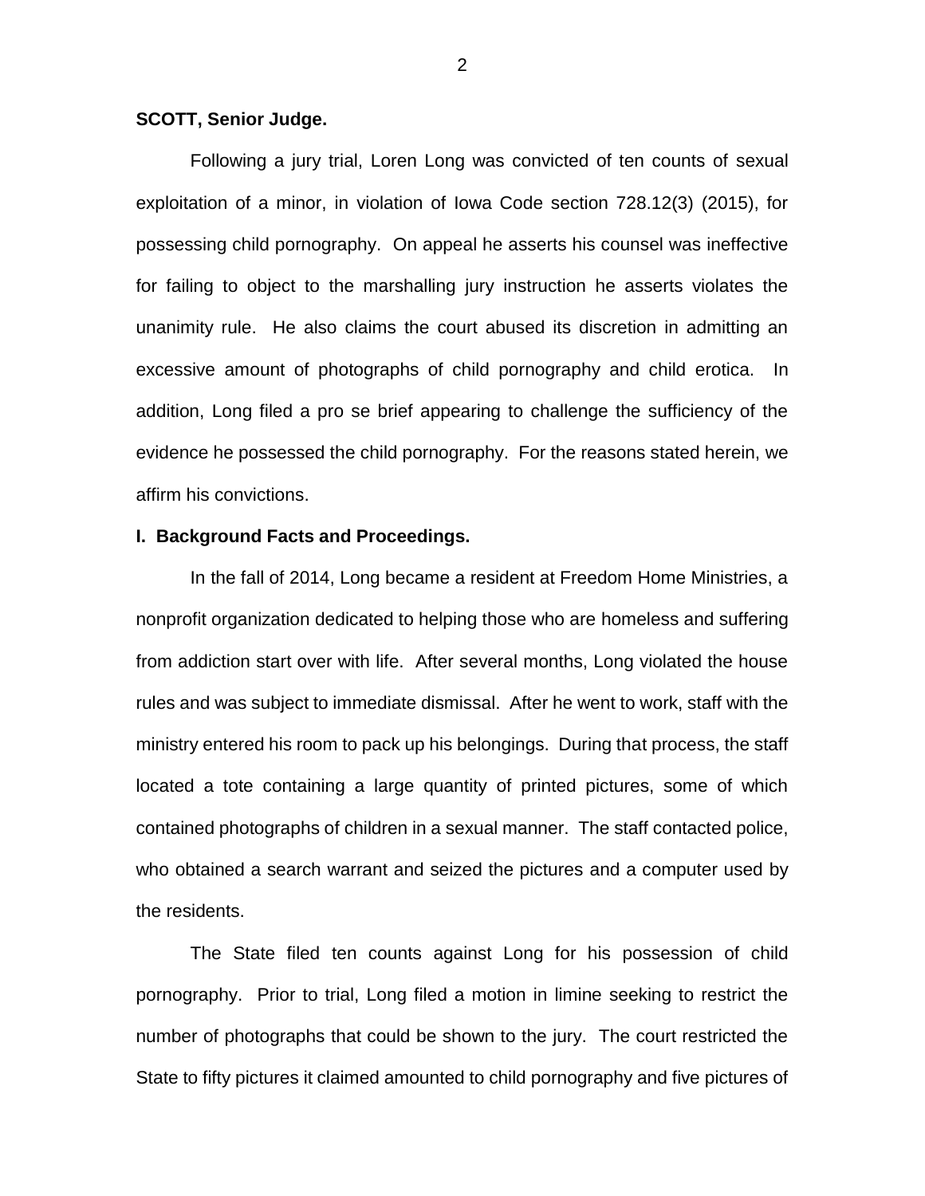**SCOTT, Senior Judge.**

Following a jury trial, Loren Long was convicted of ten counts of sexual exploitation of a minor, in violation of Iowa Code section 728.12(3) (2015), for possessing child pornography. On appeal he asserts his counsel was ineffective for failing to object to the marshalling jury instruction he asserts violates the unanimity rule. He also claims the court abused its discretion in admitting an excessive amount of photographs of child pornography and child erotica. In addition, Long filed a pro se brief appearing to challenge the sufficiency of the evidence he possessed the child pornography. For the reasons stated herein, we affirm his convictions.

**I. Background Facts and Proceedings.**

In the fall of 2014, Long became a resident at Freedom Home Ministries, a nonprofit organization dedicated to helping those who are homeless and suffering from addiction start over with life. After several months, Long violated the house rules and was subject to immediate dismissal. After he went to work, staff with the ministry entered his room to pack up his belongings. During that process, the staff located a tote containing a large quantity of printed pictures, some of which contained photographs of children in a sexual manner. The staff contacted police, who obtained a search warrant and seized the pictures and a computer used by the residents.

The State filed ten counts against Long for his possession of child pornography. Prior to trial, Long filed a motion in limine seeking to restrict the number of photographs that could be shown to the jury. The court restricted the State to fifty pictures it claimed amounted to child pornography and five pictures of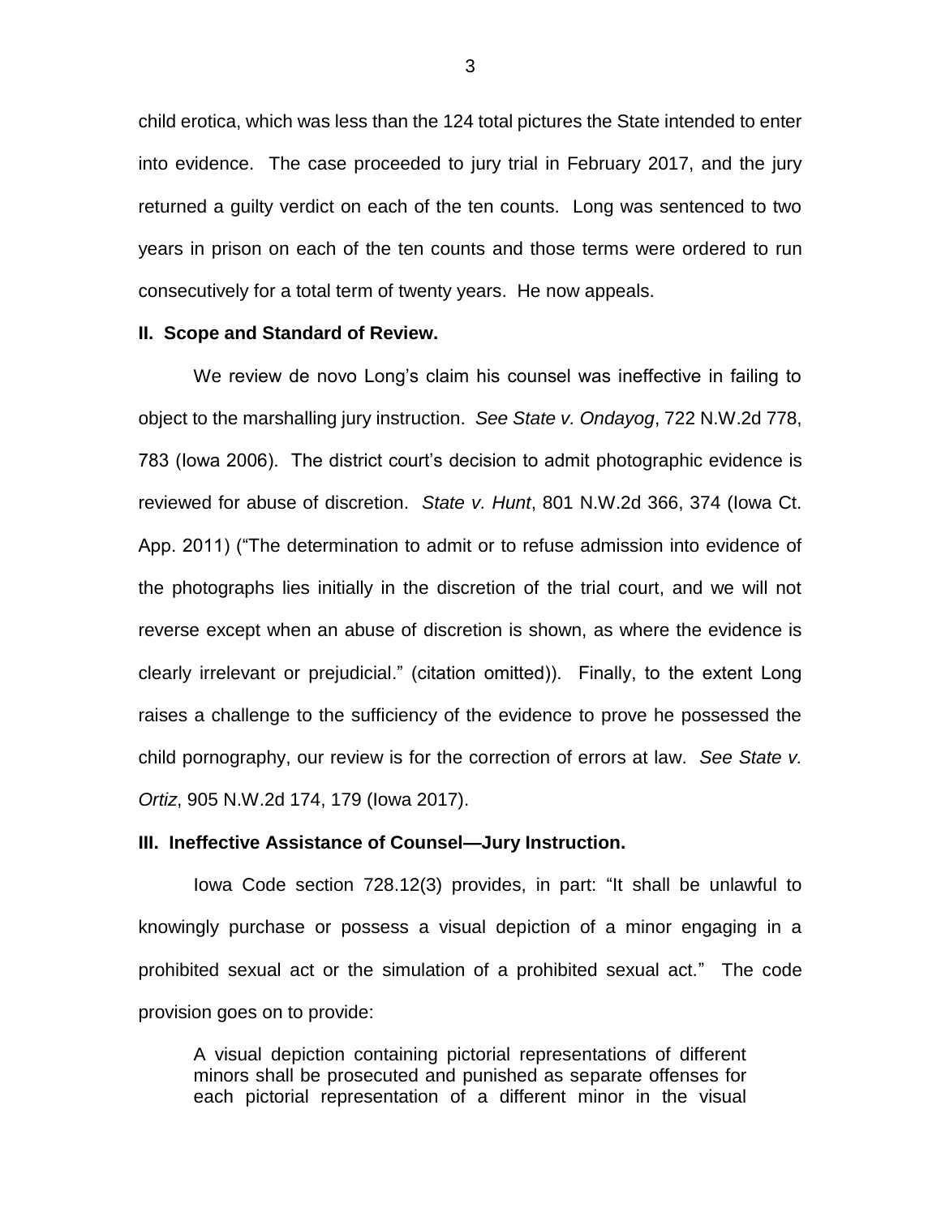child erotica, which was less than the 124 total pictures the State intended to enter into evidence. The case proceeded to jury trial in February 2017, and the jury returned a guilty verdict on each of the ten counts. Long was sentenced to two years in prison on each of the ten counts and those terms were ordered to run consecutively for a total term of twenty years. He now appeals.

## II. Scope and Standard of Review.

We review de novo Long's claim his counsel was ineffective in failing to object to the marshalling jury instruction. *See State v. Ondayog*, 722 N.W.2d 778, 783 (Iowa 2006). The district court's decision to admit photographic evidence is reviewed for abuse of discretion. *State v. Hunt*, 801 N.W.2d 366, 374 (Iowa Ct. App. 2011) ("The determination to admit or to refuse admission into evidence of the photographs lies initially in the discretion of the trial court, and we will not reverse except when an abuse of discretion is shown, as where the evidence is clearly irrelevant or prejudicial." (citation omitted)). Finally, to the extent Long raises a challenge to the sufficiency of the evidence to prove he possessed the child pornography, our review is for the correction of errors at law. *See State v. Ortiz*, 905 N.W.2d 174, 179 (Iowa 2017).

## III. Ineffective Assistance of Counsel—Jury Instruction.

Iowa Code section 728.12(3) provides, in part: "It shall be unlawful to knowingly purchase or possess a visual depiction of a minor engaging in a prohibited sexual act or the simulation of a prohibited sexual act." The code provision goes on to provide:

> A visual depiction containing pictorial representations of different minors shall be prosecuted and punished as separate offenses for each pictorial representation of a different minor in the visual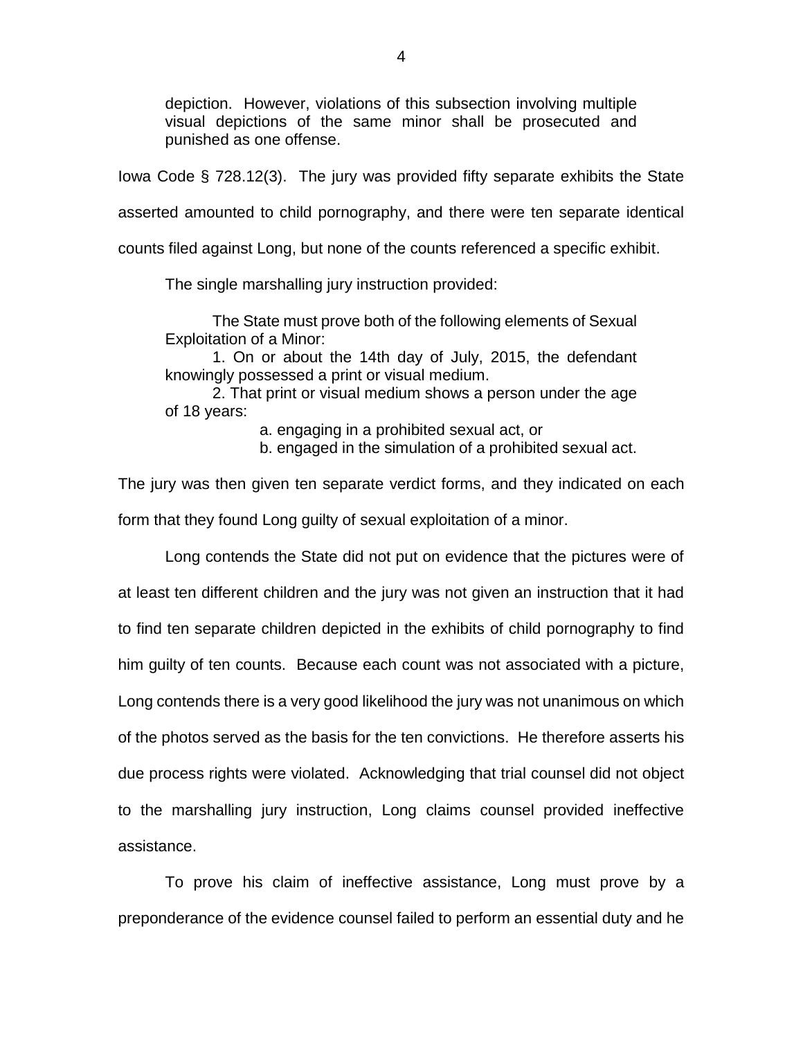> depiction. However, violations of this subsection involving multiple visual depictions of the same minor shall be prosecuted and punished as one offense.

Iowa Code § 728.12(3). The jury was provided fifty separate exhibits the State asserted amounted to child pornography, and there were ten separate identical counts filed against Long, but none of the counts referenced a specific exhibit.

The single marshalling jury instruction provided:

> The State must prove both of the following elements of Sexual Exploitation of a Minor:
>
> 1. On or about the 14th day of July, 2015, the defendant knowingly possessed a print or visual medium.
>
> 2. That print or visual medium shows a person under the age of 18 years:
>
> a. engaging in a prohibited sexual act, or
>
> b. engaged in the simulation of a prohibited sexual act.

The jury was then given ten separate verdict forms, and they indicated on each form that they found Long guilty of sexual exploitation of a minor.

Long contends the State did not put on evidence that the pictures were of at least ten different children and the jury was not given an instruction that it had to find ten separate children depicted in the exhibits of child pornography to find him guilty of ten counts. Because each count was not associated with a picture, Long contends there is a very good likelihood the jury was not unanimous on which of the photos served as the basis for the ten convictions. He therefore asserts his due process rights were violated. Acknowledging that trial counsel did not object to the marshalling jury instruction, Long claims counsel provided ineffective assistance.

To prove his claim of ineffective assistance, Long must prove by a preponderance of the evidence counsel failed to perform an essential duty and he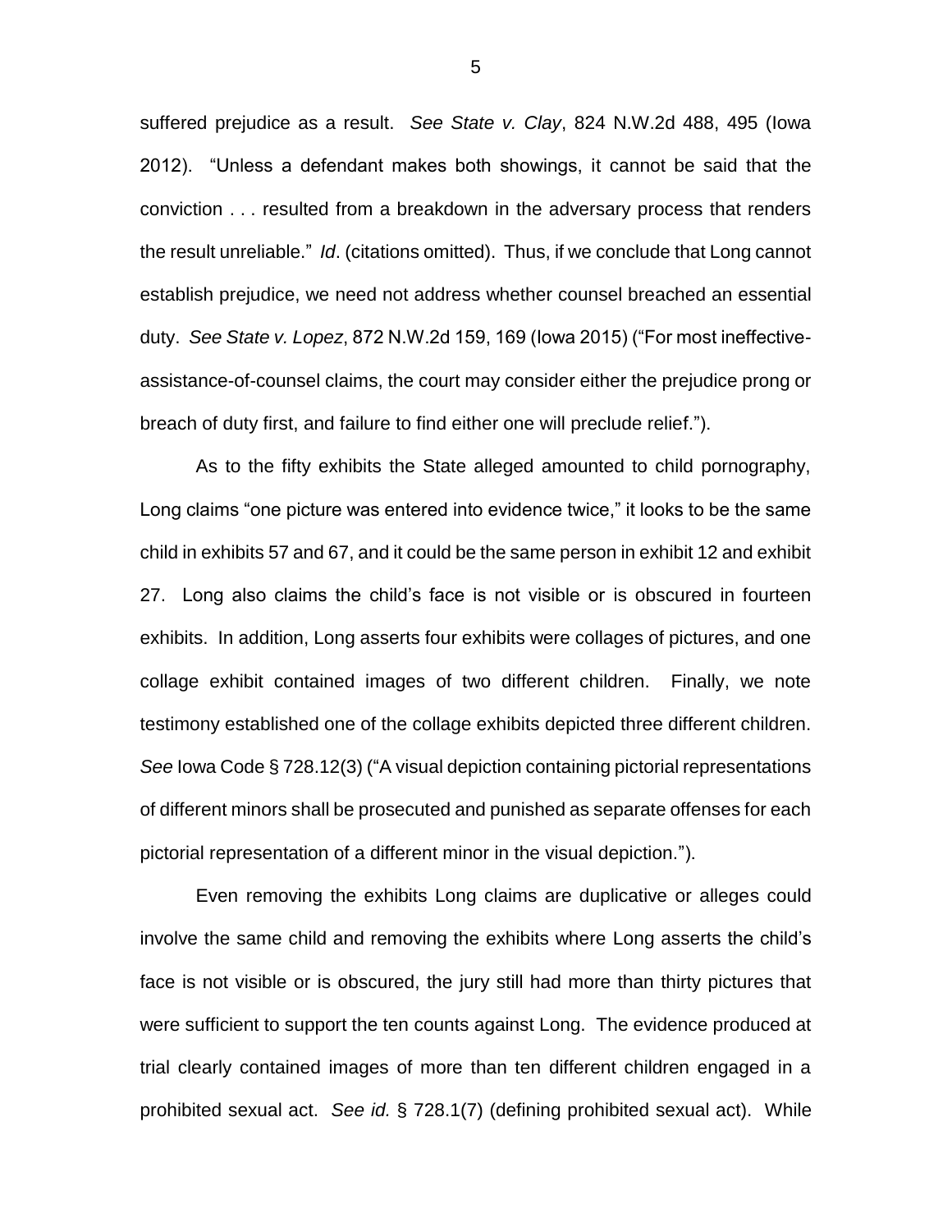suffered prejudice as a result. *See State v. Clay*, 824 N.W.2d 488, 495 (Iowa 2012). "Unless a defendant makes both showings, it cannot be said that the conviction . . . resulted from a breakdown in the adversary process that renders the result unreliable." *Id*. (citations omitted). Thus, if we conclude that Long cannot establish prejudice, we need not address whether counsel breached an essential duty. *See State v. Lopez*, 872 N.W.2d 159, 169 (Iowa 2015) ("For most ineffective-assistance-of-counsel claims, the court may consider either the prejudice prong or breach of duty first, and failure to find either one will preclude relief.").

As to the fifty exhibits the State alleged amounted to child pornography, Long claims "one picture was entered into evidence twice," it looks to be the same child in exhibits 57 and 67, and it could be the same person in exhibit 12 and exhibit 27. Long also claims the child's face is not visible or is obscured in fourteen exhibits. In addition, Long asserts four exhibits were collages of pictures, and one collage exhibit contained images of two different children. Finally, we note testimony established one of the collage exhibits depicted three different children. *See* Iowa Code § 728.12(3) ("A visual depiction containing pictorial representations of different minors shall be prosecuted and punished as separate offenses for each pictorial representation of a different minor in the visual depiction.").

Even removing the exhibits Long claims are duplicative or alleges could involve the same child and removing the exhibits where Long asserts the child's face is not visible or is obscured, the jury still had more than thirty pictures that were sufficient to support the ten counts against Long. The evidence produced at trial clearly contained images of more than ten different children engaged in a prohibited sexual act. *See id.* § 728.1(7) (defining prohibited sexual act). While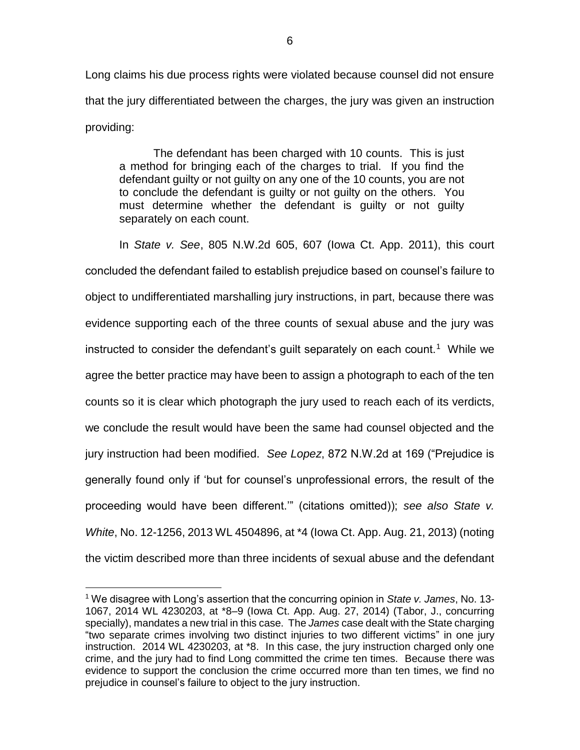Long claims his due process rights were violated because counsel did not ensure that the jury differentiated between the charges, the jury was given an instruction providing:

> The defendant has been charged with 10 counts. This is just a method for bringing each of the charges to trial. If you find the defendant guilty or not guilty on any one of the 10 counts, you are not to conclude the defendant is guilty or not guilty on the others. You must determine whether the defendant is guilty or not guilty separately on each count.

In *State v. See*, 805 N.W.2d 605, 607 (Iowa Ct. App. 2011), this court concluded the defendant failed to establish prejudice based on counsel's failure to object to undifferentiated marshalling jury instructions, in part, because there was evidence supporting each of the three counts of sexual abuse and the jury was instructed to consider the defendant's guilt separately on each count.[1] While we agree the better practice may have been to assign a photograph to each of the ten counts so it is clear which photograph the jury used to reach each of its verdicts, we conclude the result would have been the same had counsel objected and the jury instruction had been modified. *See Lopez*, 872 N.W.2d at 169 ("Prejudice is generally found only if 'but for counsel's unprofessional errors, the result of the proceeding would have been different.'" (citations omitted)); *see also State v. White*, No. 12-1256, 2013 WL 4504896, at *4 (Iowa Ct. App. Aug. 21, 2013) (noting the victim described more than three incidents of sexual abuse and the defendant

[1] We disagree with Long's assertion that the concurring opinion in *State v. James*, No. 13-1067, 2014 WL 4230203, at *8–9 (Iowa Ct. App. Aug. 27, 2014) (Tabor, J., concurring specially), mandates a new trial in this case. The *James* case dealt with the State charging "two separate crimes involving two distinct injuries to two different victims" in one jury instruction. 2014 WL 4230203, at *8. In this case, the jury instruction charged only one crime, and the jury had to find Long committed the crime ten times. Because there was evidence to support the conclusion the crime occurred more than ten times, we find no prejudice in counsel's failure to object to the jury instruction.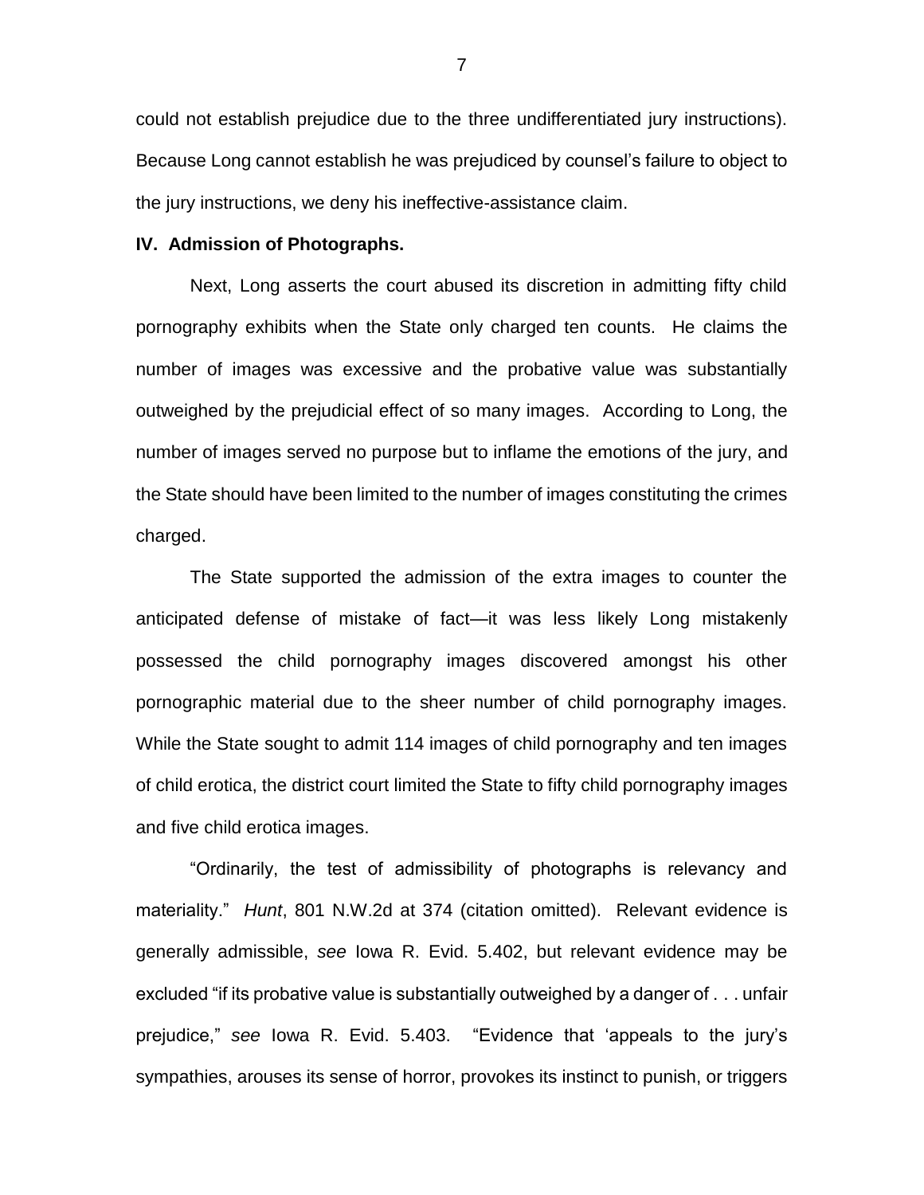could not establish prejudice due to the three undifferentiated jury instructions). Because Long cannot establish he was prejudiced by counsel's failure to object to the jury instructions, we deny his ineffective-assistance claim.

**IV. Admission of Photographs.**

Next, Long asserts the court abused its discretion in admitting fifty child pornography exhibits when the State only charged ten counts. He claims the number of images was excessive and the probative value was substantially outweighed by the prejudicial effect of so many images. According to Long, the number of images served no purpose but to inflame the emotions of the jury, and the State should have been limited to the number of images constituting the crimes charged.

The State supported the admission of the extra images to counter the anticipated defense of mistake of fact—it was less likely Long mistakenly possessed the child pornography images discovered amongst his other pornographic material due to the sheer number of child pornography images. While the State sought to admit 114 images of child pornography and ten images of child erotica, the district court limited the State to fifty child pornography images and five child erotica images.

"Ordinarily, the test of admissibility of photographs is relevancy and materiality." *Hunt*, 801 N.W.2d at 374 (citation omitted). Relevant evidence is generally admissible, *see* Iowa R. Evid. 5.402, but relevant evidence may be excluded "if its probative value is substantially outweighed by a danger of . . . unfair prejudice," *see* Iowa R. Evid. 5.403. "Evidence that 'appeals to the jury's sympathies, arouses its sense of horror, provokes its instinct to punish, or triggers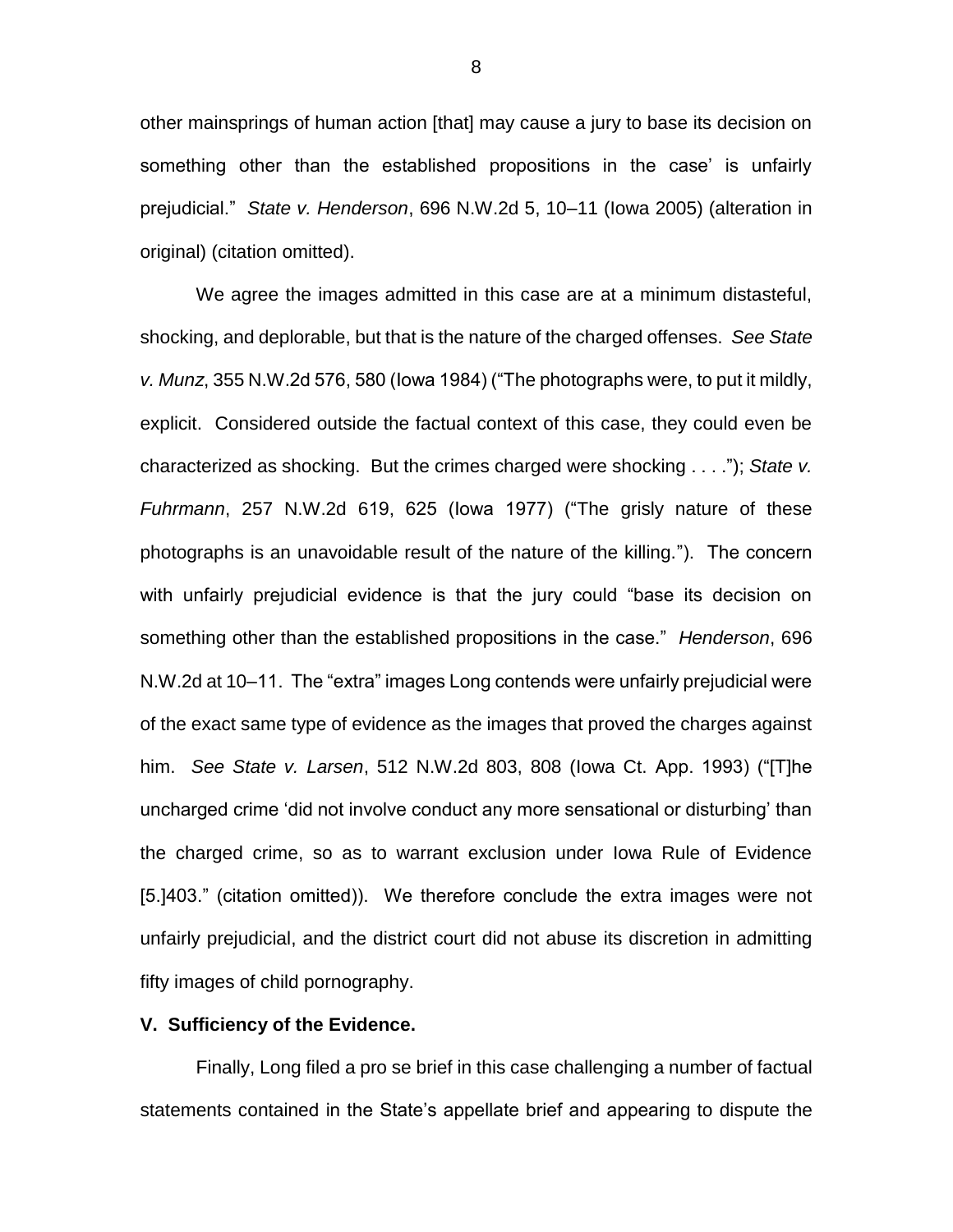other mainsprings of human action [that] may cause a jury to base its decision on something other than the established propositions in the case' is unfairly prejudicial." *State v. Henderson*, 696 N.W.2d 5, 10–11 (Iowa 2005) (alteration in original) (citation omitted).

We agree the images admitted in this case are at a minimum distasteful, shocking, and deplorable, but that is the nature of the charged offenses. *See State v. Munz*, 355 N.W.2d 576, 580 (Iowa 1984) ("The photographs were, to put it mildly, explicit. Considered outside the factual context of this case, they could even be characterized as shocking. But the crimes charged were shocking . . . ."); *State v. Fuhrmann*, 257 N.W.2d 619, 625 (Iowa 1977) ("The grisly nature of these photographs is an unavoidable result of the nature of the killing."). The concern with unfairly prejudicial evidence is that the jury could "base its decision on something other than the established propositions in the case." *Henderson*, 696 N.W.2d at 10–11. The "extra" images Long contends were unfairly prejudicial were of the exact same type of evidence as the images that proved the charges against him. *See State v. Larsen*, 512 N.W.2d 803, 808 (Iowa Ct. App. 1993) ("[T]he uncharged crime 'did not involve conduct any more sensational or disturbing' than the charged crime, so as to warrant exclusion under Iowa Rule of Evidence [5.]403." (citation omitted)). We therefore conclude the extra images were not unfairly prejudicial, and the district court did not abuse its discretion in admitting fifty images of child pornography.

**V. Sufficiency of the Evidence.**

Finally, Long filed a pro se brief in this case challenging a number of factual statements contained in the State's appellate brief and appearing to dispute the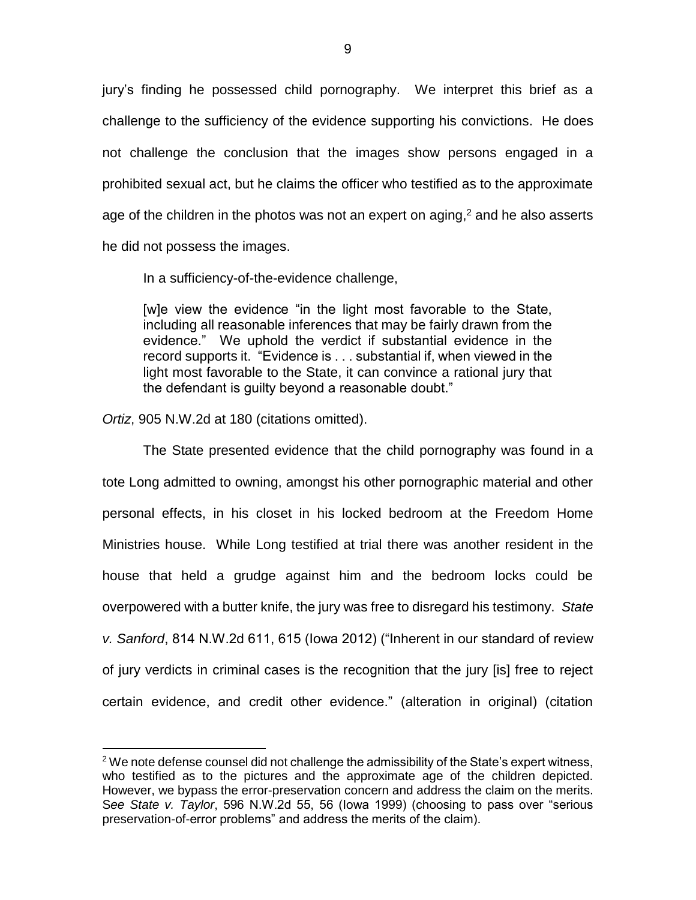jury's finding he possessed child pornography. We interpret this brief as a challenge to the sufficiency of the evidence supporting his convictions. He does not challenge the conclusion that the images show persons engaged in a prohibited sexual act, but he claims the officer who testified as to the approximate age of the children in the photos was not an expert on aging,[2] and he also asserts he did not possess the images.

In a sufficiency-of-the-evidence challenge,

> [w]e view the evidence "in the light most favorable to the State, including all reasonable inferences that may be fairly drawn from the evidence." We uphold the verdict if substantial evidence in the record supports it. "Evidence is . . . substantial if, when viewed in the light most favorable to the State, it can convince a rational jury that the defendant is guilty beyond a reasonable doubt."

*Ortiz*, 905 N.W.2d at 180 (citations omitted).

The State presented evidence that the child pornography was found in a tote Long admitted to owning, amongst his other pornographic material and other personal effects, in his closet in his locked bedroom at the Freedom Home Ministries house. While Long testified at trial there was another resident in the house that held a grudge against him and the bedroom locks could be overpowered with a butter knife, the jury was free to disregard his testimony. *State v. Sanford*, 814 N.W.2d 611, 615 (Iowa 2012) ("Inherent in our standard of review of jury verdicts in criminal cases is the recognition that the jury [is] free to reject certain evidence, and credit other evidence." (alteration in original) (citation

---

[2] We note defense counsel did not challenge the admissibility of the State's expert witness, who testified as to the pictures and the approximate age of the children depicted. However, we bypass the error-preservation concern and address the claim on the merits. *See State v. Taylor*, 596 N.W.2d 55, 56 (Iowa 1999) (choosing to pass over "serious preservation-of-error problems" and address the merits of the claim).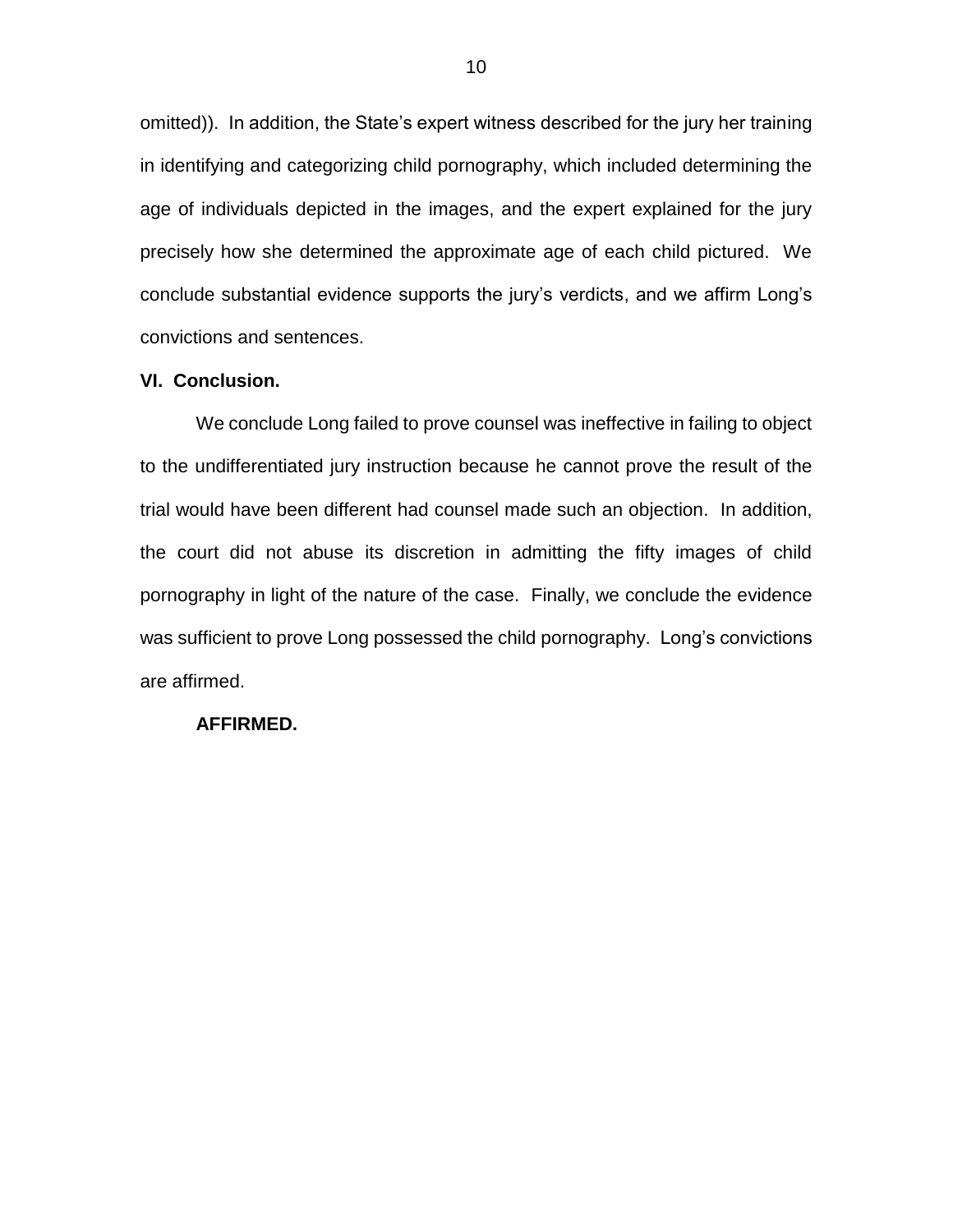omitted)). In addition, the State's expert witness described for the jury her training in identifying and categorizing child pornography, which included determining the age of individuals depicted in the images, and the expert explained for the jury precisely how she determined the approximate age of each child pictured. We conclude substantial evidence supports the jury's verdicts, and we affirm Long's convictions and sentences.

**VI. Conclusion.**

We conclude Long failed to prove counsel was ineffective in failing to object to the undifferentiated jury instruction because he cannot prove the result of the trial would have been different had counsel made such an objection. In addition, the court did not abuse its discretion in admitting the fifty images of child pornography in light of the nature of the case. Finally, we conclude the evidence was sufficient to prove Long possessed the child pornography. Long's convictions are affirmed.

**AFFIRMED.**